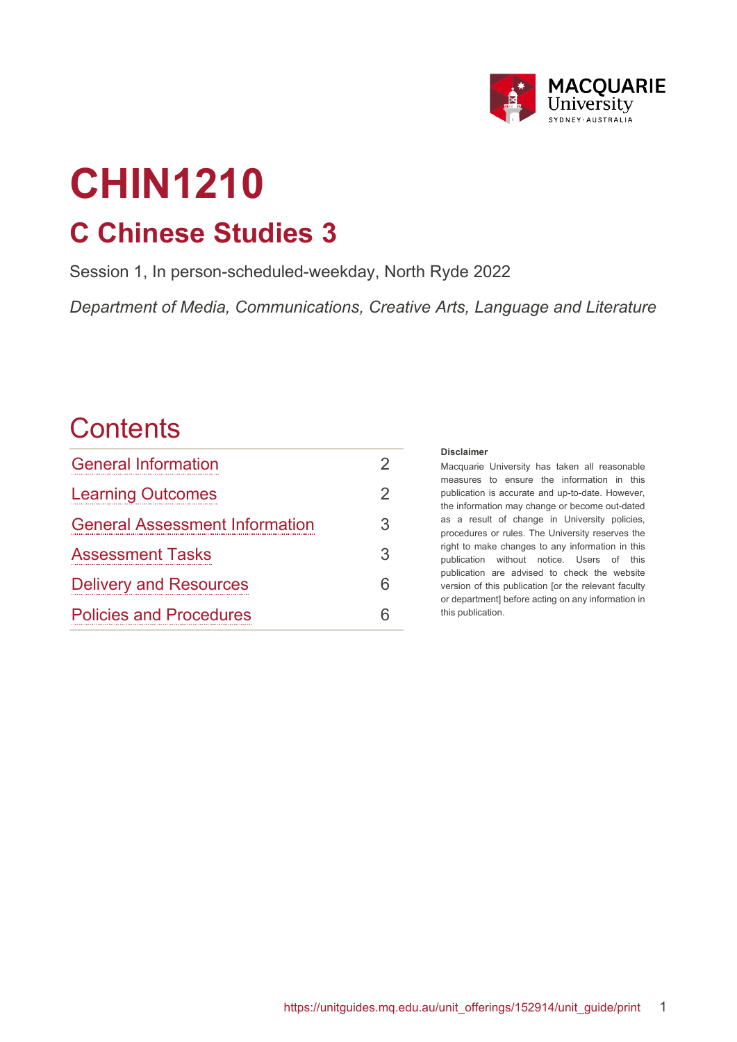# CHIN1210

## C Chinese Studies 3

Session 1, In person-scheduled-weekday, North Ryde 2022

*Department of Media, Communications, Creative Arts, Language and Literature*

## Contents

| | |
|---|---|
| General Information | 2 |
| Learning Outcomes | 2 |
| General Assessment Information | 3 |
| Assessment Tasks | 3 |
| Delivery and Resources | 6 |
| Policies and Procedures | 6 |

**Disclaimer**

Macquarie University has taken all reasonable measures to ensure the information in this publication is accurate and up-to-date. However, the information may change or become out-dated as a result of change in University policies, procedures or rules. The University reserves the right to make changes to any information in this publication without notice. Users of this publication are advised to check the website version of this publication [or the relevant faculty or department] before acting on any information in this publication.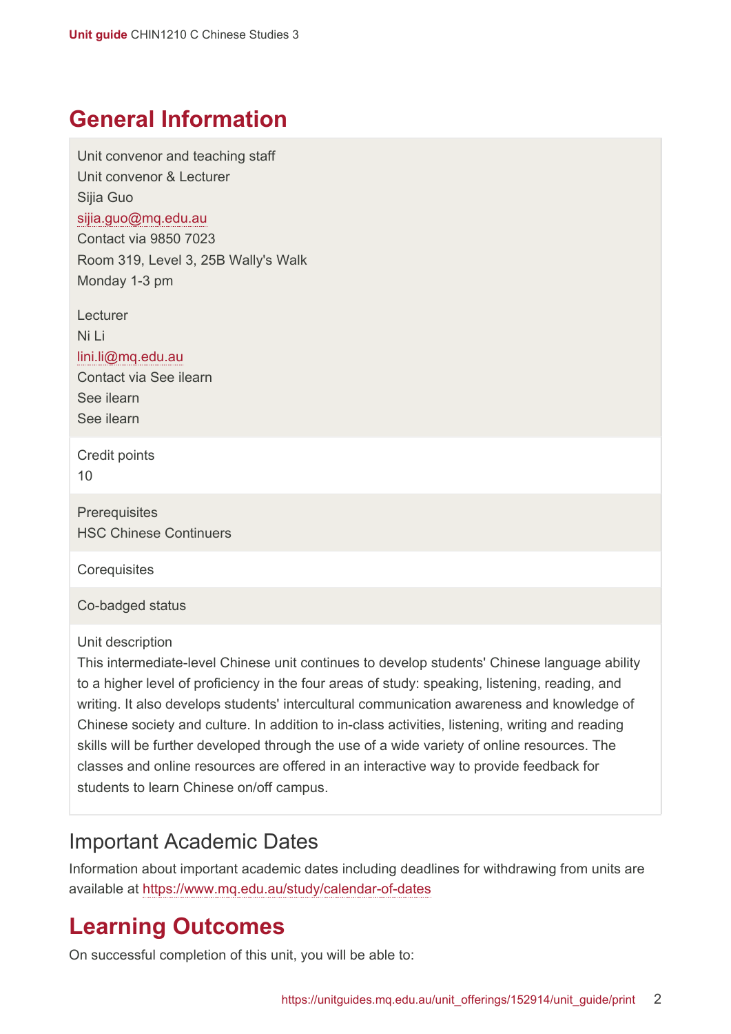## General Information

Unit convenor and teaching staff
Unit convenor & Lecturer
Sijia Guo
sijia.guo@mq.edu.au
Contact via 9850 7023
Room 319, Level 3, 25B Wally's Walk
Monday 1-3 pm

Lecturer
Ni Li
lini.li@mq.edu.au
Contact via See ilearn
See ilearn
See ilearn

Credit points
10

Prerequisites
HSC Chinese Continuers

Corequisites

Co-badged status

Unit description
This intermediate-level Chinese unit continues to develop students' Chinese language ability to a higher level of proficiency in the four areas of study: speaking, listening, reading, and writing. It also develops students' intercultural communication awareness and knowledge of Chinese society and culture. In addition to in-class activities, listening, writing and reading skills will be further developed through the use of a wide variety of online resources. The classes and online resources are offered in an interactive way to provide feedback for students to learn Chinese on/off campus.

### Important Academic Dates

Information about important academic dates including deadlines for withdrawing from units are available at https://www.mq.edu.au/study/calendar-of-dates

## Learning Outcomes

On successful completion of this unit, you will be able to: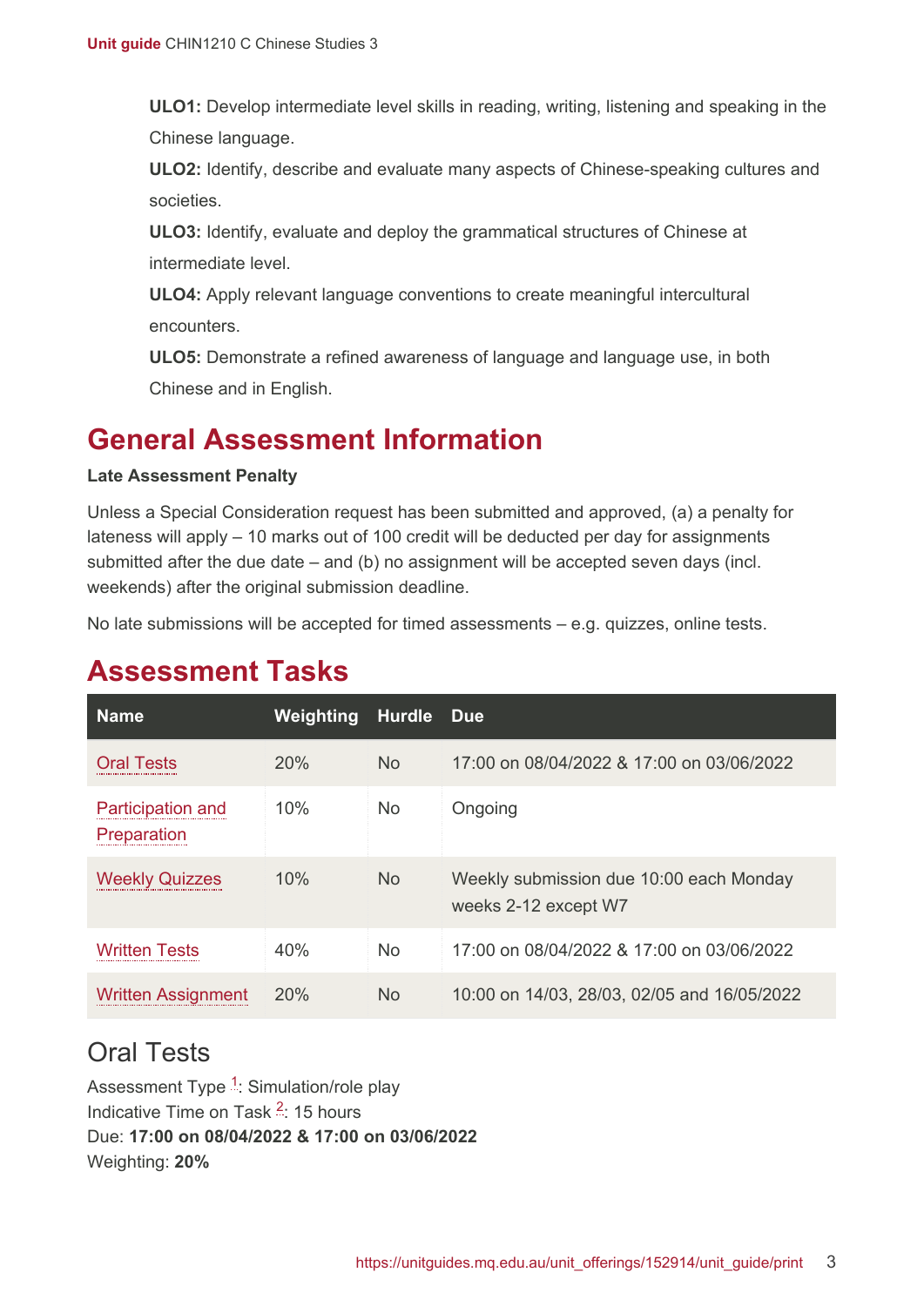**ULO1:** Develop intermediate level skills in reading, writing, listening and speaking in the Chinese language.

**ULO2:** Identify, describe and evaluate many aspects of Chinese-speaking cultures and societies.

**ULO3:** Identify, evaluate and deploy the grammatical structures of Chinese at intermediate level.

**ULO4:** Apply relevant language conventions to create meaningful intercultural encounters.

**ULO5:** Demonstrate a refined awareness of language and language use, in both Chinese and in English.

# General Assessment Information

**Late Assessment Penalty**

Unless a Special Consideration request has been submitted and approved, (a) a penalty for lateness will apply – 10 marks out of 100 credit will be deducted per day for assignments submitted after the due date – and (b) no assignment will be accepted seven days (incl. weekends) after the original submission deadline.

No late submissions will be accepted for timed assessments – e.g. quizzes, online tests.

# Assessment Tasks

| Name | Weighting | Hurdle | Due |
|---|---|---|---|
| Oral Tests | 20% | No | 17:00 on 08/04/2022 & 17:00 on 03/06/2022 |
| Participation and Preparation | 10% | No | Ongoing |
| Weekly Quizzes | 10% | No | Weekly submission due 10:00 each Monday weeks 2-12 except W7 |
| Written Tests | 40% | No | 17:00 on 08/04/2022 & 17:00 on 03/06/2022 |
| Written Assignment | 20% | No | 10:00 on 14/03, 28/03, 02/05 and 16/05/2022 |

## Oral Tests

Assessment Type [1]: Simulation/role play
Indicative Time on Task [2]: 15 hours
Due: **17:00 on 08/04/2022 & 17:00 on 03/06/2022**
Weighting: **20%**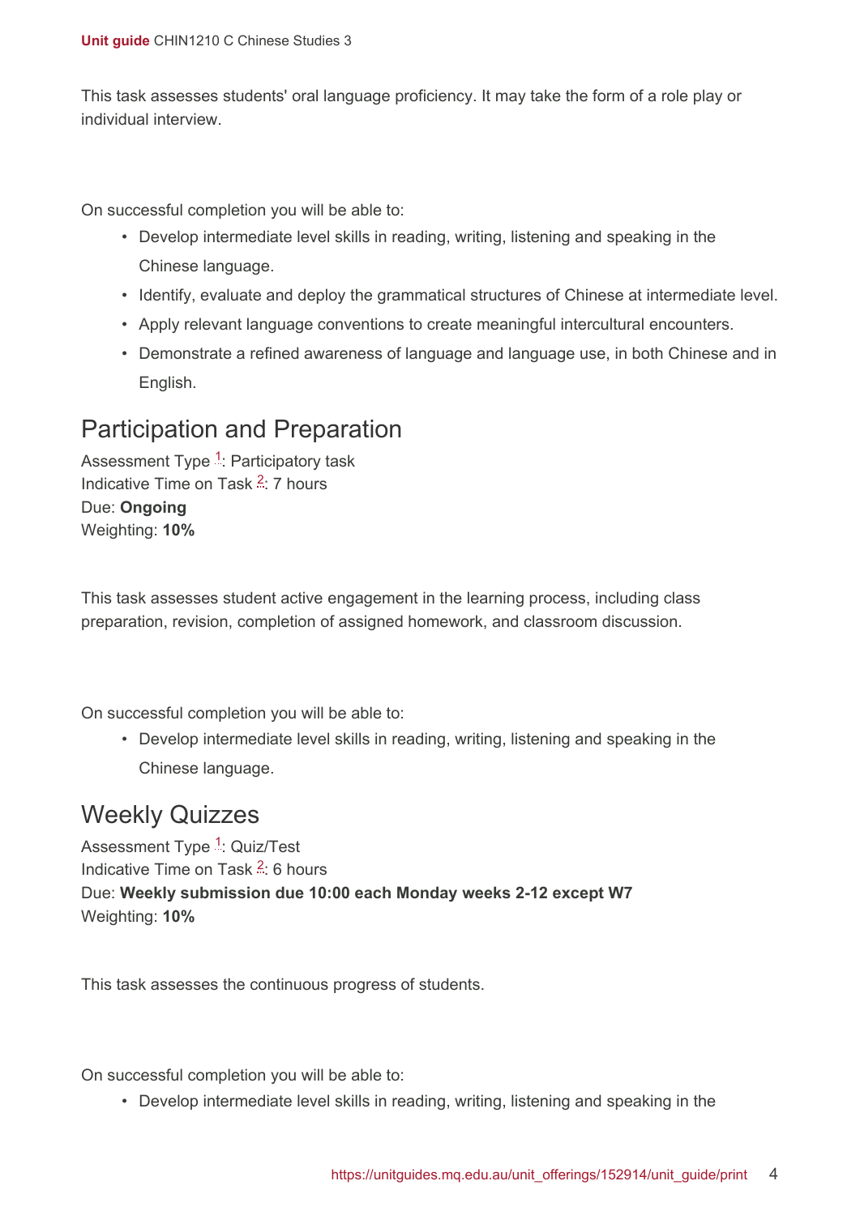This task assesses students' oral language proficiency. It may take the form of a role play or individual interview.

On successful completion you will be able to:

- Develop intermediate level skills in reading, writing, listening and speaking in the Chinese language.
- Identify, evaluate and deploy the grammatical structures of Chinese at intermediate level.
- Apply relevant language conventions to create meaningful intercultural encounters.
- Demonstrate a refined awareness of language and language use, in both Chinese and in English.

## Participation and Preparation

Assessment Type [1]: Participatory task
Indicative Time on Task [2]: 7 hours
Due: **Ongoing**
Weighting: **10%**

This task assesses student active engagement in the learning process, including class preparation, revision, completion of assigned homework, and classroom discussion.

On successful completion you will be able to:

- Develop intermediate level skills in reading, writing, listening and speaking in the Chinese language.

## Weekly Quizzes

Assessment Type [1]: Quiz/Test
Indicative Time on Task [2]: 6 hours
Due: **Weekly submission due 10:00 each Monday weeks 2-12 except W7**
Weighting: **10%**

This task assesses the continuous progress of students.

On successful completion you will be able to:

- Develop intermediate level skills in reading, writing, listening and speaking in the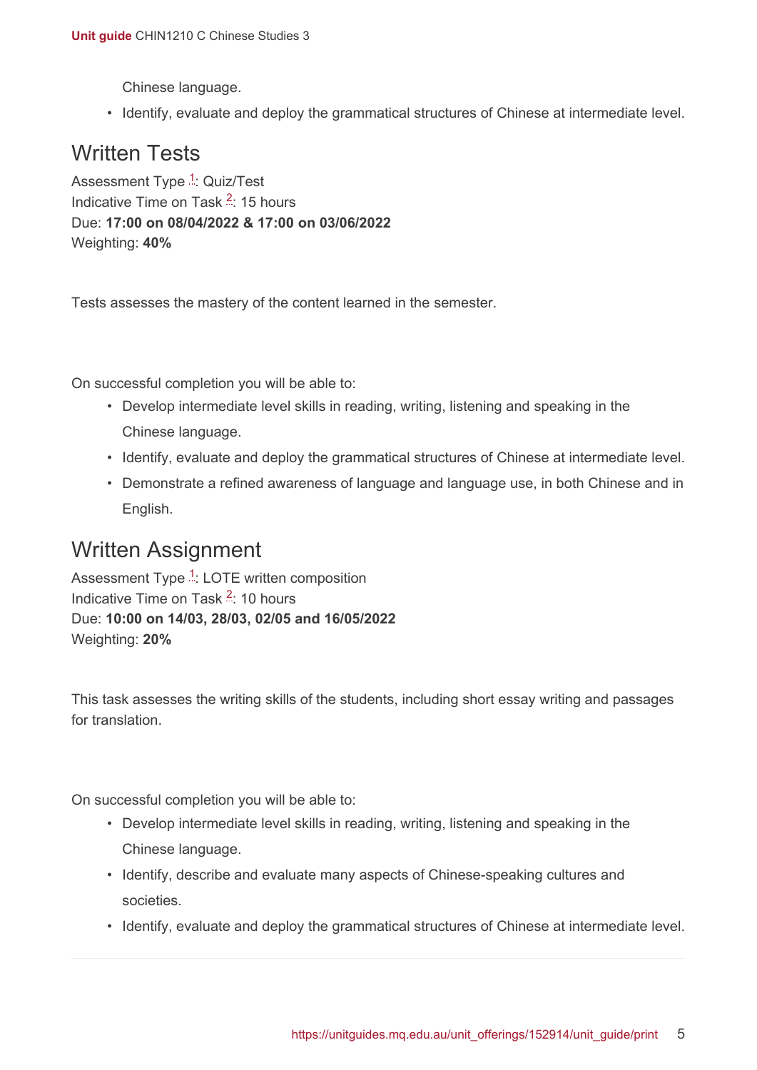Chinese language.

- Identify, evaluate and deploy the grammatical structures of Chinese at intermediate level.

## Written Tests

Assessment Type [1]: Quiz/Test
Indicative Time on Task [2]: 15 hours
Due: **17:00 on 08/04/2022 & 17:00 on 03/06/2022**
Weighting: **40%**

Tests assesses the mastery of the content learned in the semester.

On successful completion you will be able to:

- Develop intermediate level skills in reading, writing, listening and speaking in the Chinese language.
- Identify, evaluate and deploy the grammatical structures of Chinese at intermediate level.
- Demonstrate a refined awareness of language and language use, in both Chinese and in English.

## Written Assignment

Assessment Type [1]: LOTE written composition
Indicative Time on Task [2]: 10 hours
Due: **10:00 on 14/03, 28/03, 02/05 and 16/05/2022**
Weighting: **20%**

This task assesses the writing skills of the students, including short essay writing and passages for translation.

On successful completion you will be able to:

- Develop intermediate level skills in reading, writing, listening and speaking in the Chinese language.
- Identify, describe and evaluate many aspects of Chinese-speaking cultures and societies.
- Identify, evaluate and deploy the grammatical structures of Chinese at intermediate level.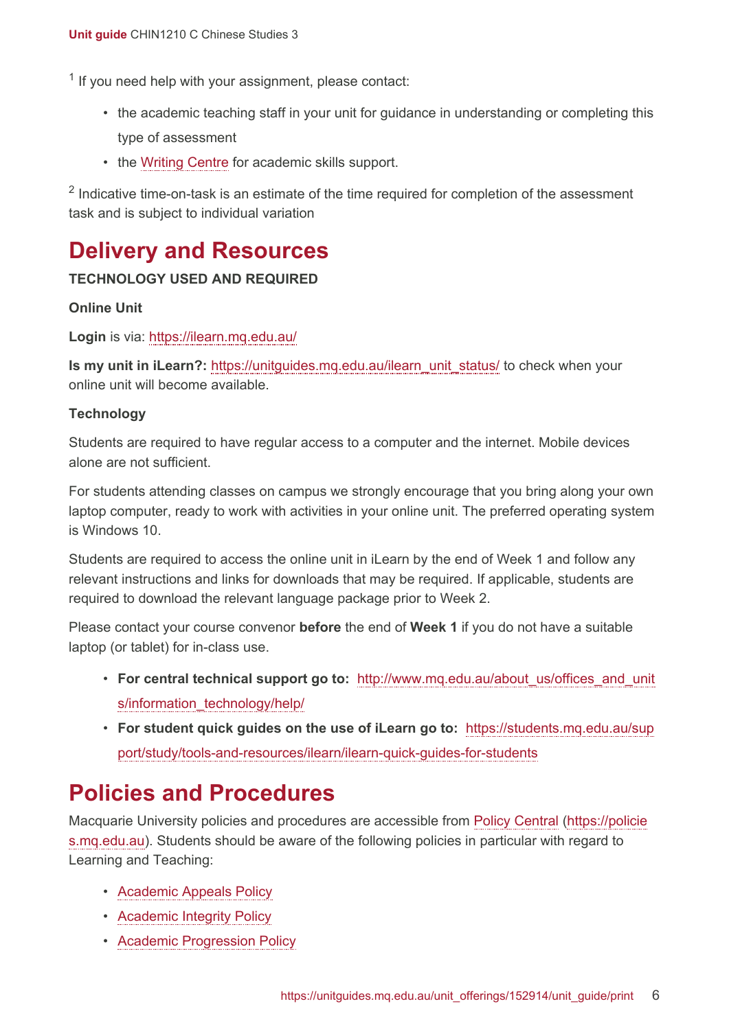[1] If you need help with your assignment, please contact:

- the academic teaching staff in your unit for guidance in understanding or completing this type of assessment
- the Writing Centre for academic skills support.

[2] Indicative time-on-task is an estimate of the time required for completion of the assessment task and is subject to individual variation

# Delivery and Resources

**TECHNOLOGY USED AND REQUIRED**

**Online Unit**

**Login** is via: https://ilearn.mq.edu.au/

**Is my unit in iLearn?:** https://unitguides.mq.edu.au/ilearn_unit_status/ to check when your online unit will become available.

**Technology**

Students are required to have regular access to a computer and the internet. Mobile devices alone are not sufficient.

For students attending classes on campus we strongly encourage that you bring along your own laptop computer, ready to work with activities in your online unit. The preferred operating system is Windows 10.

Students are required to access the online unit in iLearn by the end of Week 1 and follow any relevant instructions and links for downloads that may be required. If applicable, students are required to download the relevant language package prior to Week 2.

Please contact your course convenor **before** the end of **Week 1** if you do not have a suitable laptop (or tablet) for in-class use.

- **For central technical support go to:** http://www.mq.edu.au/about_us/offices_and_units/information_technology/help/
- **For student quick guides on the use of iLearn go to:** https://students.mq.edu.au/support/study/tools-and-resources/ilearn/ilearn-quick-guides-for-students

# Policies and Procedures

Macquarie University policies and procedures are accessible from Policy Central (https://policies.mq.edu.au). Students should be aware of the following policies in particular with regard to Learning and Teaching:

- Academic Appeals Policy
- Academic Integrity Policy
- Academic Progression Policy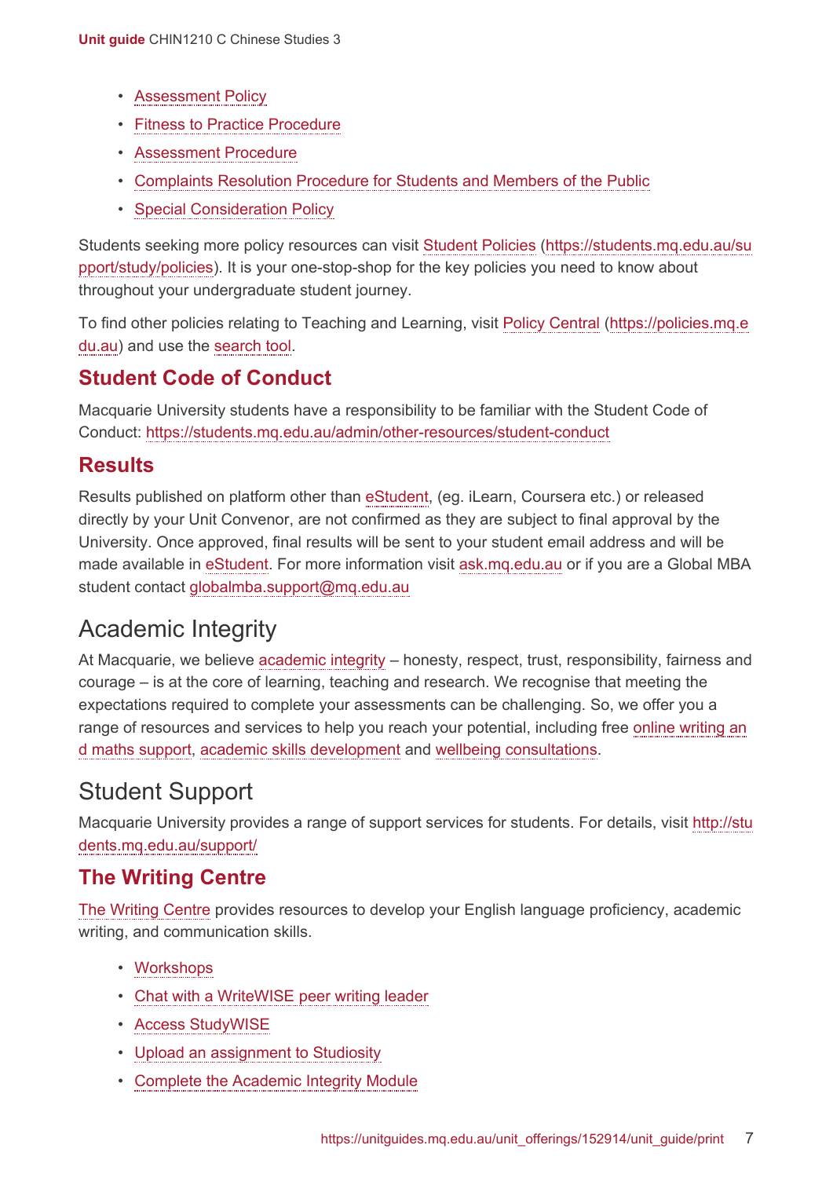- Assessment Policy
- Fitness to Practice Procedure
- Assessment Procedure
- Complaints Resolution Procedure for Students and Members of the Public
- Special Consideration Policy

Students seeking more policy resources can visit Student Policies (https://students.mq.edu.au/support/study/policies). It is your one-stop-shop for the key policies you need to know about throughout your undergraduate student journey.

To find other policies relating to Teaching and Learning, visit Policy Central (https://policies.mq.edu.au) and use the search tool.

## Student Code of Conduct

Macquarie University students have a responsibility to be familiar with the Student Code of Conduct: https://students.mq.edu.au/admin/other-resources/student-conduct

## Results

Results published on platform other than eStudent, (eg. iLearn, Coursera etc.) or released directly by your Unit Convenor, are not confirmed as they are subject to final approval by the University. Once approved, final results will be sent to your student email address and will be made available in eStudent. For more information visit ask.mq.edu.au or if you are a Global MBA student contact globalmba.support@mq.edu.au

# Academic Integrity

At Macquarie, we believe academic integrity – honesty, respect, trust, responsibility, fairness and courage – is at the core of learning, teaching and research. We recognise that meeting the expectations required to complete your assessments can be challenging. So, we offer you a range of resources and services to help you reach your potential, including free online writing and maths support, academic skills development and wellbeing consultations.

# Student Support

Macquarie University provides a range of support services for students. For details, visit http://students.mq.edu.au/support/

## The Writing Centre

The Writing Centre provides resources to develop your English language proficiency, academic writing, and communication skills.

- Workshops
- Chat with a WriteWISE peer writing leader
- Access StudyWISE
- Upload an assignment to Studiosity
- Complete the Academic Integrity Module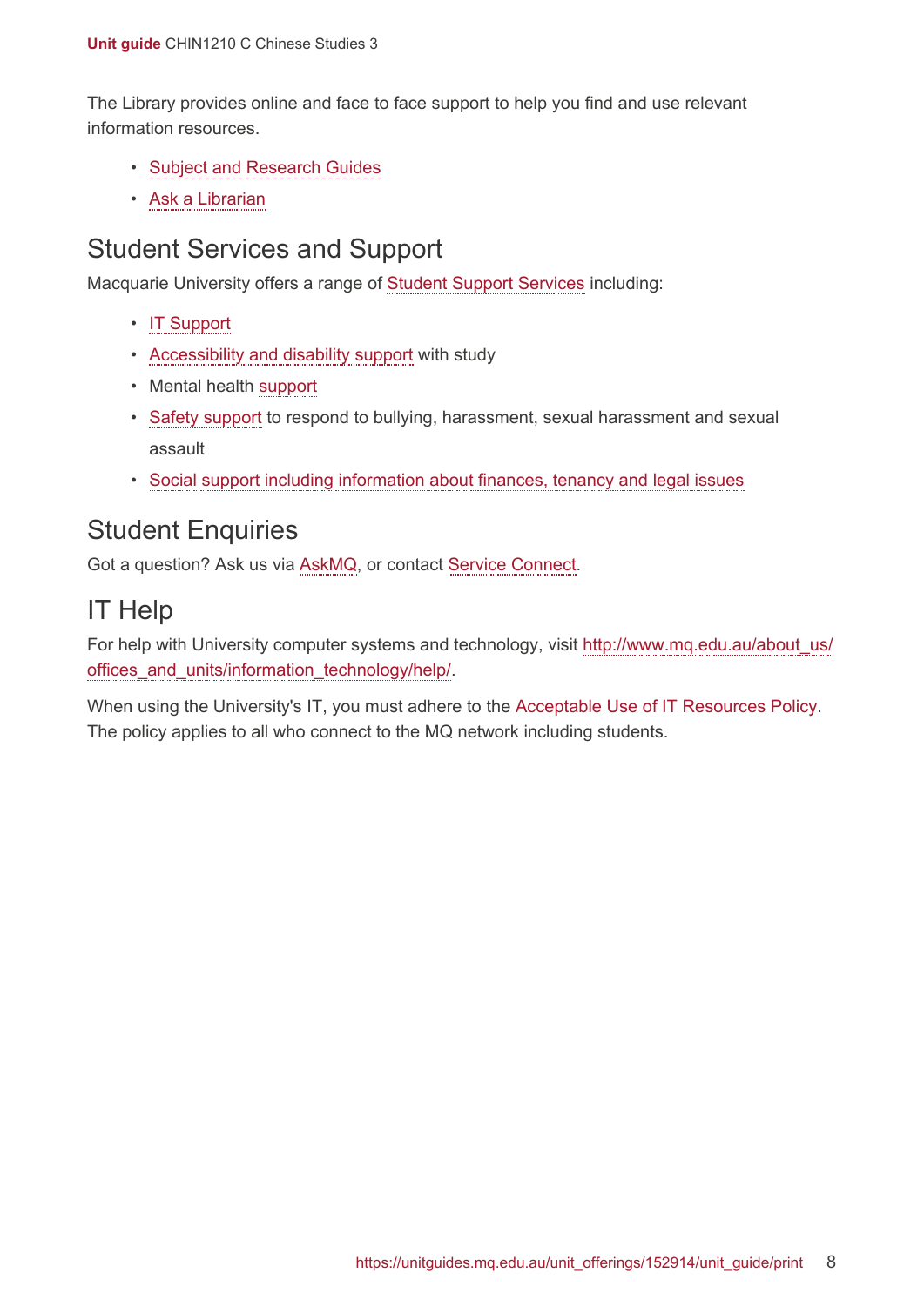The Library provides online and face to face support to help you find and use relevant information resources.

- Subject and Research Guides
- Ask a Librarian

## Student Services and Support

Macquarie University offers a range of Student Support Services including:

- IT Support
- Accessibility and disability support with study
- Mental health support
- Safety support to respond to bullying, harassment, sexual harassment and sexual assault
- Social support including information about finances, tenancy and legal issues

## Student Enquiries

Got a question? Ask us via AskMQ, or contact Service Connect.

## IT Help

For help with University computer systems and technology, visit http://www.mq.edu.au/about_us/offices_and_units/information_technology/help/.

When using the University's IT, you must adhere to the Acceptable Use of IT Resources Policy. The policy applies to all who connect to the MQ network including students.